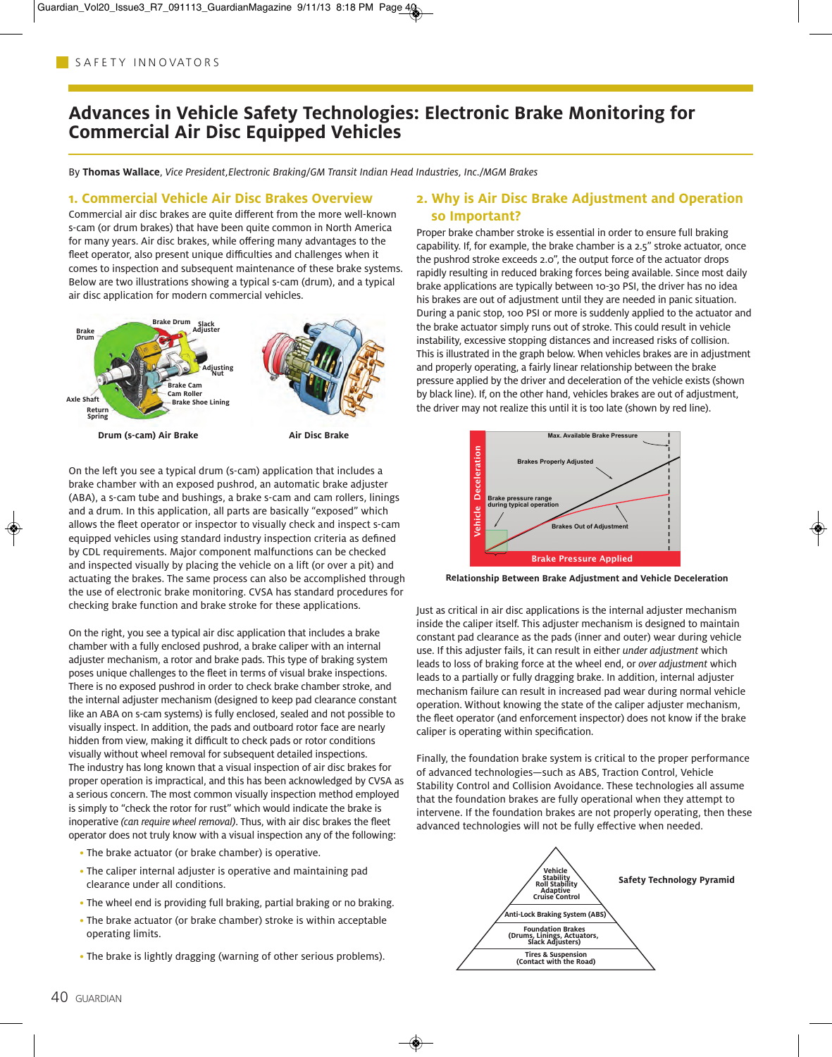SAFETY INNOVATORS

# Advances in Vehicle Safety Technologies: Electronic Brake Monitoring for Commercial Air Disc Equipped Vehicles

By **Thomas Wallace**, *Vice President,Electronic Braking/GM Transit Indian Head Industries, Inc./MGM Brakes*

## 1. Commercial Vehicle Air Disc Brakes Overview

Commercial air disc brakes are quite different from the more well-known s-cam (or drum brakes) that have been quite common in North America for many years. Air disc brakes, while offering many advantages to the fleet operator, also present unique difficulties and challenges when it comes to inspection and subsequent maintenance of these brake systems. Below are two illustrations showing a typical s-cam (drum), and a typical air disc application for modern commercial vehicles.

Drum (s-cam) Air Brake

Air Disc Brake

On the left you see a typical drum (s-cam) application that includes a brake chamber with an exposed pushrod, an automatic brake adjuster (ABA), a s-cam tube and bushings, a brake s-cam and cam rollers, linings and a drum. In this application, all parts are basically "exposed" which allows the fleet operator or inspector to visually check and inspect s-cam equipped vehicles using standard industry inspection criteria as defined by CDL requirements. Major component malfunctions can be checked and inspected visually by placing the vehicle on a lift (or over a pit) and actuating the brakes. The same process can also be accomplished through the use of electronic brake monitoring. CVSA has standard procedures for checking brake function and brake stroke for these applications.

On the right, you see a typical air disc application that includes a brake chamber with a fully enclosed pushrod, a brake caliper with an internal adjuster mechanism, a rotor and brake pads. This type of braking system poses unique challenges to the fleet in terms of visual brake inspections. There is no exposed pushrod in order to check brake chamber stroke, and the internal adjuster mechanism (designed to keep pad clearance constant like an ABA on s-cam systems) is fully enclosed, sealed and not possible to visually inspect. In addition, the pads and outboard rotor face are nearly hidden from view, making it difficult to check pads or rotor conditions visually without wheel removal for subsequent detailed inspections. The industry has long known that a visual inspection of air disc brakes for proper operation is impractical, and this has been acknowledged by CVSA as a serious concern. The most common visually inspection method employed is simply to "check the rotor for rust" which would indicate the brake is inoperative *(can require wheel removal)*. Thus, with air disc brakes the fleet operator does not truly know with a visual inspection any of the following:

- The brake actuator (or brake chamber) is operative.
- The caliper internal adjuster is operative and maintaining pad clearance under all conditions.
- The wheel end is providing full braking, partial braking or no braking.
- The brake actuator (or brake chamber) stroke is within acceptable operating limits.
- The brake is lightly dragging (warning of other serious problems).

## 2. Why is Air Disc Brake Adjustment and Operation so Important?

Proper brake chamber stroke is essential in order to ensure full braking capability. If, for example, the brake chamber is a 2.5" stroke actuator, once the pushrod stroke exceeds 2.0", the output force of the actuator drops rapidly resulting in reduced braking forces being available. Since most daily brake applications are typically between 10-30 PSI, the driver has no idea his brakes are out of adjustment until they are needed in panic situation. During a panic stop, 100 PSI or more is suddenly applied to the actuator and the brake actuator simply runs out of stroke. This could result in vehicle instability, excessive stopping distances and increased risks of collision. This is illustrated in the graph below. When vehicles brakes are in adjustment and properly operating, a fairly linear relationship between the brake pressure applied by the driver and deceleration of the vehicle exists (shown by black line). If, on the other hand, vehicles brakes are out of adjustment, the driver may not realize this until it is too late (shown by red line).

Relationship Between Brake Adjustment and Vehicle Deceleration

Just as critical in air disc applications is the internal adjuster mechanism inside the caliper itself. This adjuster mechanism is designed to maintain constant pad clearance as the pads (inner and outer) wear during vehicle use. If this adjuster fails, it can result in either *under adjustment* which leads to loss of braking force at the wheel end, or *over adjustment* which leads to a partially or fully dragging brake. In addition, internal adjuster mechanism failure can result in increased pad wear during normal vehicle operation. Without knowing the state of the caliper adjuster mechanism, the fleet operator (and enforcement inspector) does not know if the brake caliper is operating within specification.

Finally, the foundation brake system is critical to the proper performance of advanced technologies—such as ABS, Traction Control, Vehicle Stability Control and Collision Avoidance. These technologies all assume that the foundation brakes are fully operational when they attempt to intervene. If the foundation brakes are not properly operating, then these advanced technologies will not be fully effective when needed.

Safety Technology Pyramid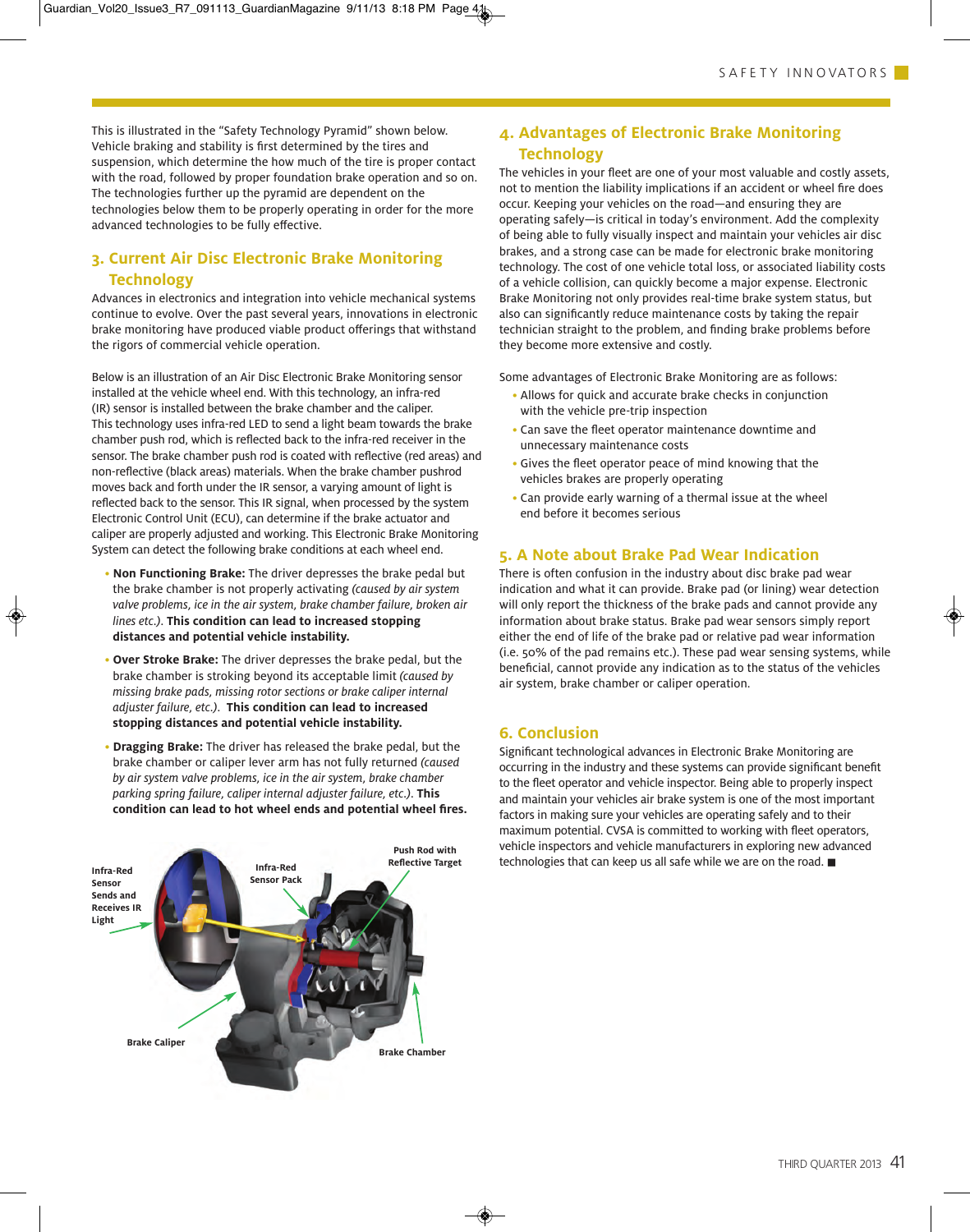This is illustrated in the "Safety Technology Pyramid" shown below. Vehicle braking and stability is first determined by the tires and suspension, which determine the how much of the tire is proper contact with the road, followed by proper foundation brake operation and so on. The technologies further up the pyramid are dependent on the technologies below them to be properly operating in order for the more advanced technologies to be fully effective.

## 3. Current Air Disc Electronic Brake Monitoring Technology

Advances in electronics and integration into vehicle mechanical systems continue to evolve. Over the past several years, innovations in electronic brake monitoring have produced viable product offerings that withstand the rigors of commercial vehicle operation.

Below is an illustration of an Air Disc Electronic Brake Monitoring sensor installed at the vehicle wheel end. With this technology, an infra-red (IR) sensor is installed between the brake chamber and the caliper. This technology uses infra-red LED to send a light beam towards the brake chamber push rod, which is reflected back to the infra-red receiver in the sensor. The brake chamber push rod is coated with reflective (red areas) and non-reflective (black areas) materials. When the brake chamber pushrod moves back and forth under the IR sensor, a varying amount of light is reflected back to the sensor. This IR signal, when processed by the system Electronic Control Unit (ECU), can determine if the brake actuator and caliper are properly adjusted and working. This Electronic Brake Monitoring System can detect the following brake conditions at each wheel end.

- **Non Functioning Brake:** The driver depresses the brake pedal but the brake chamber is not properly activating *(caused by air system valve problems, ice in the air system, brake chamber failure, broken air lines etc.)*. **This condition can lead to increased stopping distances and potential vehicle instability.**
- **Over Stroke Brake:** The driver depresses the brake pedal, but the brake chamber is stroking beyond its acceptable limit *(caused by missing brake pads, missing rotor sections or brake caliper internal adjuster failure, etc.)*. **This condition can lead to increased stopping distances and potential vehicle instability.**
- **Dragging Brake:** The driver has released the brake pedal, but the brake chamber or caliper lever arm has not fully returned *(caused by air system valve problems, ice in the air system, brake chamber parking spring failure, caliper internal adjuster failure, etc.)*. **This condition can lead to hot wheel ends and potential wheel fires.**

Infra-Red Sensor Sends and Receives IR Light

Infra-Red Sensor Pack

Push Rod with Reflective Target

Brake Caliper

Brake Chamber

## 4. Advantages of Electronic Brake Monitoring Technology

The vehicles in your fleet are one of your most valuable and costly assets, not to mention the liability implications if an accident or wheel fire does occur. Keeping your vehicles on the road—and ensuring they are operating safely—is critical in today's environment. Add the complexity of being able to fully visually inspect and maintain your vehicles air disc brakes, and a strong case can be made for electronic brake monitoring technology. The cost of one vehicle total loss, or associated liability costs of a vehicle collision, can quickly become a major expense. Electronic Brake Monitoring not only provides real-time brake system status, but also can significantly reduce maintenance costs by taking the repair technician straight to the problem, and finding brake problems before they become more extensive and costly.

Some advantages of Electronic Brake Monitoring are as follows:

- Allows for quick and accurate brake checks in conjunction with the vehicle pre-trip inspection
- Can save the fleet operator maintenance downtime and unnecessary maintenance costs
- Gives the fleet operator peace of mind knowing that the vehicles brakes are properly operating
- Can provide early warning of a thermal issue at the wheel end before it becomes serious

## 5. A Note about Brake Pad Wear Indication

There is often confusion in the industry about disc brake pad wear indication and what it can provide. Brake pad (or lining) wear detection will only report the thickness of the brake pads and cannot provide any information about brake status. Brake pad wear sensors simply report either the end of life of the brake pad or relative pad wear information (i.e. 50% of the pad remains etc.). These pad wear sensing systems, while beneficial, cannot provide any indication as to the status of the vehicles air system, brake chamber or caliper operation.

## 6. Conclusion

Significant technological advances in Electronic Brake Monitoring are occurring in the industry and these systems can provide significant benefit to the fleet operator and vehicle inspector. Being able to properly inspect and maintain your vehicles air brake system is one of the most important factors in making sure your vehicles are operating safely and to their maximum potential. CVSA is committed to working with fleet operators, vehicle inspectors and vehicle manufacturers in exploring new advanced technologies that can keep us all safe while we are on the road. ■